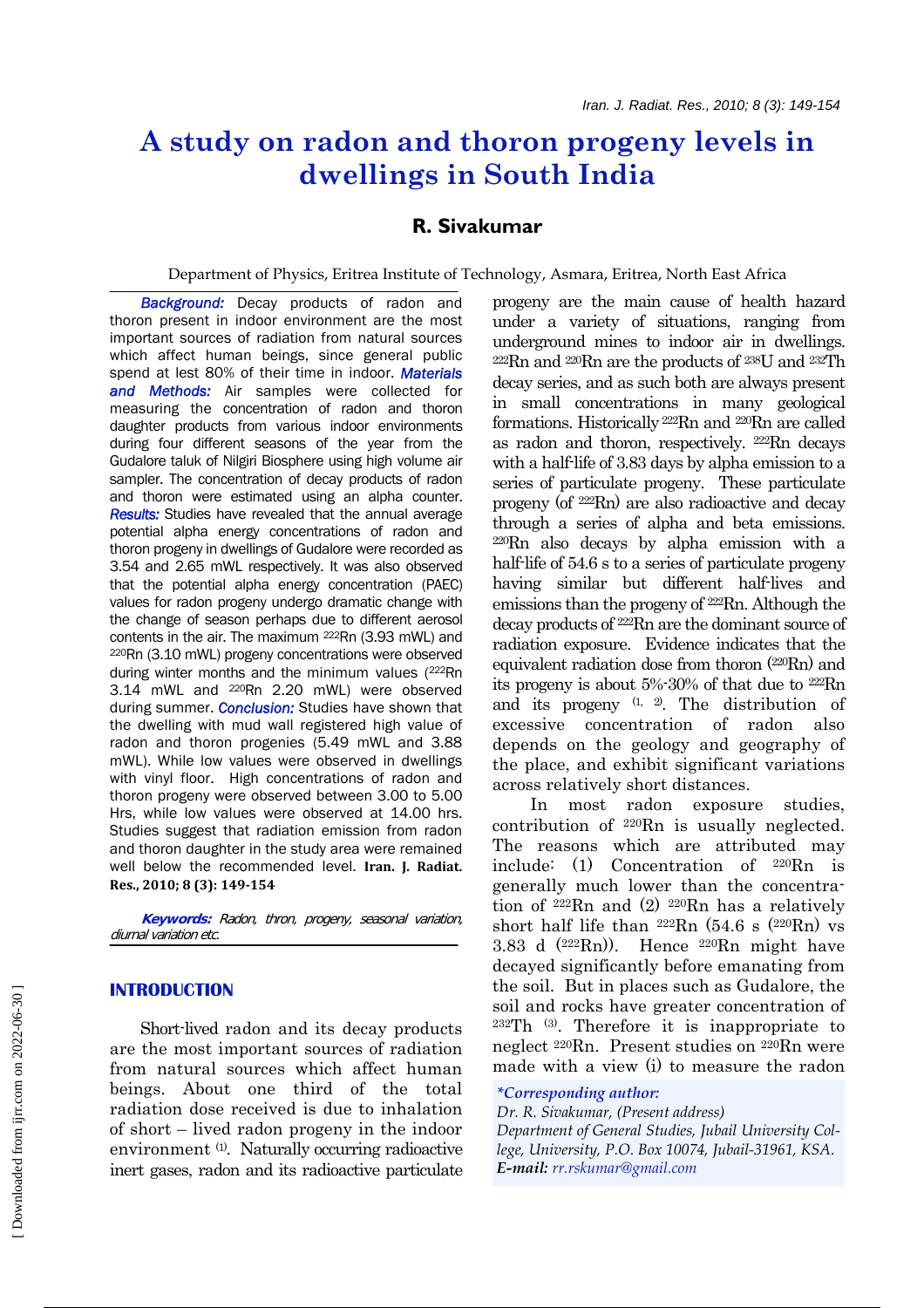# A study on radon and thoron progeny levels in dwellings in South India

## R. Sivakumar

Department of Physics, Eritrea Institute of Technology, Asmara, Eritrea, North East Africa

***Background:*** Decay products of radon and thoron present in indoor environment are the most important sources of radiation from natural sources which affect human beings, since general public spend at lest 80% of their time in indoor. ***Materials and Methods:*** Air samples were collected for measuring the concentration of radon and thoron daughter products from various indoor environments during four different seasons of the year from the Gudalore taluk of Nilgiri Biosphere using high volume air sampler. The concentration of decay products of radon and thoron were estimated using an alpha counter. ***Results:*** Studies have revealed that the annual average potential alpha energy concentrations of radon and thoron progeny in dwellings of Gudalore were recorded as 3.54 and 2.65 mWL respectively. It was also observed that the potential alpha energy concentration (PAEC) values for radon progeny undergo dramatic change with the change of season perhaps due to different aerosol contents in the air. The maximum $^{222}$Rn (3.93 mWL) and $^{220}$Rn (3.10 mWL) progeny concentrations were observed during winter months and the minimum values ($^{222}$Rn 3.14 mWL and $^{220}$Rn 2.20 mWL) were observed during summer. ***Conclusion:*** Studies have shown that the dwelling with mud wall registered high value of radon and thoron progenies (5.49 mWL and 3.88 mWL). While low values were observed in dwellings with vinyl floor. High concentrations of radon and thoron progeny were observed between 3.00 to 5.00 Hrs, while low values were observed at 14.00 hrs. Studies suggest that radiation emission from radon and thoron daughter in the study area were remained well below the recommended level. **Iran. J. Radiat. Res., 2010; 8 (3): 149-154**

***Keywords:*** *Radon, thron, progeny, seasonal variation, diurnal variation etc.*

## INTRODUCTION

Short-lived radon and its decay products are the most important sources of radiation from natural sources which affect human beings. About one third of the total radiation dose received is due to inhalation of short – lived radon progeny in the indoor environment [1]. Naturally occurring radioactive inert gases, radon and its radioactive particulate progeny are the main cause of health hazard under a variety of situations, ranging from underground mines to indoor air in dwellings. $^{222}$Rn and $^{220}$Rn are the products of $^{238}$U and $^{232}$Th decay series, and as such both are always present in small concentrations in many geological formations. Historically $^{222}$Rn and $^{220}$Rn are called as radon and thoron, respectively. $^{222}$Rn decays with a half-life of 3.83 days by alpha emission to a series of particulate progeny. These particulate progeny (of $^{222}$Rn) are also radioactive and decay through a series of alpha and beta emissions. $^{220}$Rn also decays by alpha emission with a half-life of 54.6 s to a series of particulate progeny having similar but different half-lives and emissions than the progeny of $^{222}$Rn. Although the decay products of $^{222}$Rn are the dominant source of radiation exposure. Evidence indicates that the equivalent radiation dose from thoron ($^{220}$Rn) and its progeny is about 5%-30% of that due to $^{222}$Rn and its progeny [1, 2]. The distribution of excessive concentration of radon also depends on the geology and geography of the place, and exhibit significant variations across relatively short distances.

In most radon exposure studies, contribution of $^{220}$Rn is usually neglected. The reasons which are attributed may include: (1) Concentration of $^{220}$Rn is generally much lower than the concentration of $^{222}$Rn and (2) $^{220}$Rn has a relatively short half life than $^{222}$Rn (54.6 s ($^{220}$Rn) vs 3.83 d ($^{222}$Rn)). Hence $^{220}$Rn might have decayed significantly before emanating from the soil. But in places such as Gudalore, the soil and rocks have greater concentration of $^{232}$Th [3]. Therefore it is inappropriate to neglect $^{220}$Rn. Present studies on $^{220}$Rn were made with a view (i) to measure the radon

*\*Corresponding author:*
*Dr. R. Sivakumar, (Present address)*
*Department of General Studies, Jubail University College, University, P.O. Box 10074, Jubail-31961, KSA.*
***E-mail:*** *rr.rskumar@gmail.com*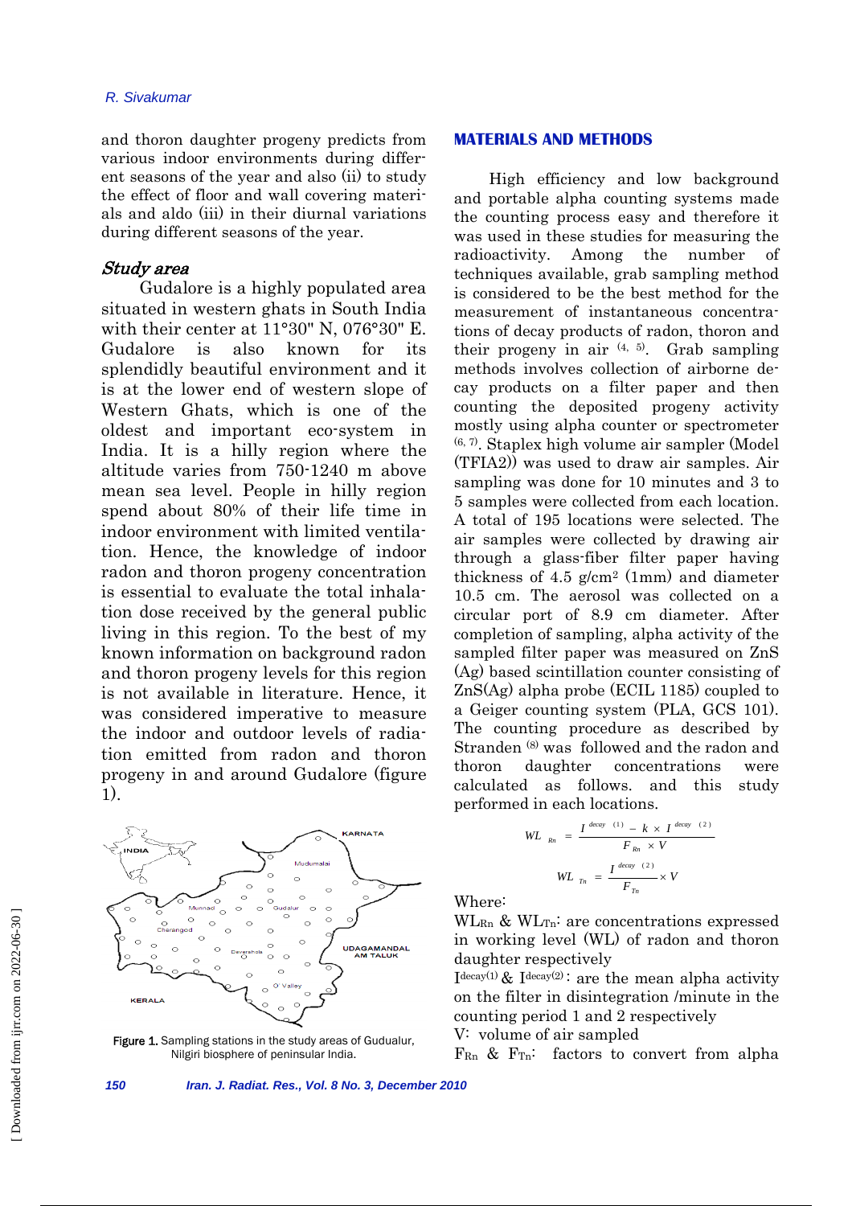and thoron daughter progeny predicts from various indoor environments during different seasons of the year and also (ii) to study the effect of floor and wall covering materials and aldo (iii) in their diurnal variations during different seasons of the year.

### *Study area*

Gudalore is a highly populated area situated in western ghats in South India with their center at 11°30" N, 076°30" E. Gudalore is also known for its splendidly beautiful environment and it is at the lower end of western slope of Western Ghats, which is one of the oldest and important eco-system in India. It is a hilly region where the altitude varies from 750-1240 m above mean sea level. People in hilly region spend about 80% of their life time in indoor environment with limited ventilation. Hence, the knowledge of indoor radon and thoron progeny concentration is essential to evaluate the total inhalation dose received by the general public living in this region. To the best of my known information on background radon and thoron progeny levels for this region is not available in literature. Hence, it was considered imperative to measure the indoor and outdoor levels of radiation emitted from radon and thoron progeny in and around Gudalore (figure 1).

Figure 1. Sampling stations in the study areas of Gudualur, Nilgiri biosphere of peninsular India.

## MATERIALS AND METHODS

High efficiency and low background and portable alpha counting systems made the counting process easy and therefore it was used in these studies for measuring the radioactivity. Among the number of techniques available, grab sampling method is considered to be the best method for the measurement of instantaneous concentrations of decay products of radon, thoron and their progeny in air [4, 5]. Grab sampling methods involves collection of airborne decay products on a filter paper and then counting the deposited progeny activity mostly using alpha counter or spectrometer [6, 7]. Staplex high volume air sampler (Model (TFIA2)) was used to draw air samples. Air sampling was done for 10 minutes and 3 to 5 samples were collected from each location. A total of 195 locations were selected. The air samples were collected by drawing air through a glass-fiber filter paper having thickness of 4.5 g/cm$^2$ (1mm) and diameter 10.5 cm. The aerosol was collected on a circular port of 8.9 cm diameter. After completion of sampling, alpha activity of the sampled filter paper was measured on ZnS (Ag) based scintillation counter consisting of ZnS(Ag) alpha probe (ECIL 1185) coupled to a Geiger counting system (PLA, GCS 101). The counting procedure as described by Stranden [8] was followed and the radon and thoron daughter concentrations were calculated as follows. and this study performed in each locations.

$$WL_{Rn} = \frac{I^{decay\ (1)} - k \times I^{decay\ (2)}}{F_{Rn} \times V}$$

$$WL_{Tn} = \frac{I^{decay\ (2)}}{F_{Tn}} \times V$$

Where:

$WL_{Rn}$ & $WL_{Tn}$: are concentrations expressed in working level (WL) of radon and thoron daughter respectively

$I^{decay(1)}$ & $I^{decay(2)}$: are the mean alpha activity on the filter in disintegration /minute in the counting period 1 and 2 respectively

V: volume of air sampled

$F_{Rn}$ & $F_{Tn}$: factors to convert from alpha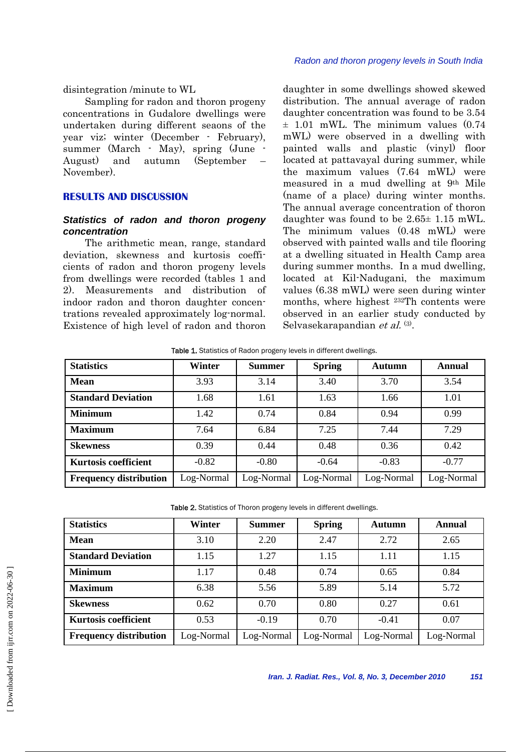disintegration /minute to WL

Sampling for radon and thoron progeny concentrations in Gudalore dwellings were undertaken during different seaons of the year viz; winter (December - February), summer (March - May), spring (June - August) and autumn (September – November).

## RESULTS AND DISCUSSION

### *Statistics of radon and thoron progeny concentration*

The arithmetic mean, range, standard deviation, skewness and kurtosis coefficients of radon and thoron progeny levels from dwellings were recorded (tables 1 and 2). Measurements and distribution of indoor radon and thoron daughter concentrations revealed approximately log-normal. Existence of high level of radon and thoron daughter in some dwellings showed skewed distribution. The annual average of radon daughter concentration was found to be 3.54 ± 1.01 mWL. The minimum values (0.74 mWL) were observed in a dwelling with painted walls and plastic (vinyl) floor located at pattavayal during summer, while the maximum values (7.64 mWL) were measured in a mud dwelling at 9th Mile (name of a place) during winter months. The annual average concentration of thoron daughter was found to be 2.65± 1.15 mWL. The minimum values (0.48 mWL) were observed with painted walls and tile flooring at a dwelling situated in Health Camp area during summer months. In a mud dwelling, located at Kil-Nadugani, the maximum values (6.38 mWL) were seen during winter months, where highest $^{232}Th$ contents were observed in an earlier study conducted by Selvasekarapandian *et al.* [3].

**Table 1.** Statistics of Radon progeny levels in different dwellings.

| Statistics | Winter | Summer | Spring | Autumn | Annual |
|---|---|---|---|---|---|
| **Mean** | 3.93 | 3.14 | 3.40 | 3.70 | 3.54 |
| **Standard Deviation** | 1.68 | 1.61 | 1.63 | 1.66 | 1.01 |
| **Minimum** | 1.42 | 0.74 | 0.84 | 0.94 | 0.99 |
| **Maximum** | 7.64 | 6.84 | 7.25 | 7.44 | 7.29 |
| **Skewness** | 0.39 | 0.44 | 0.48 | 0.36 | 0.42 |
| **Kurtosis coefficient** | -0.82 | -0.80 | -0.64 | -0.83 | -0.77 |
| **Frequency distribution** | Log-Normal | Log-Normal | Log-Normal | Log-Normal | Log-Normal |

**Table 2.** Statistics of Thoron progeny levels in different dwellings.

| Statistics | Winter | Summer | Spring | Autumn | Annual |
|---|---|---|---|---|---|
| **Mean** | 3.10 | 2.20 | 2.47 | 2.72 | 2.65 |
| **Standard Deviation** | 1.15 | 1.27 | 1.15 | 1.11 | 1.15 |
| **Minimum** | 1.17 | 0.48 | 0.74 | 0.65 | 0.84 |
| **Maximum** | 6.38 | 5.56 | 5.89 | 5.14 | 5.72 |
| **Skewness** | 0.62 | 0.70 | 0.80 | 0.27 | 0.61 |
| **Kurtosis coefficient** | 0.53 | -0.19 | 0.70 | -0.41 | 0.07 |
| **Frequency distribution** | Log-Normal | Log-Normal | Log-Normal | Log-Normal | Log-Normal |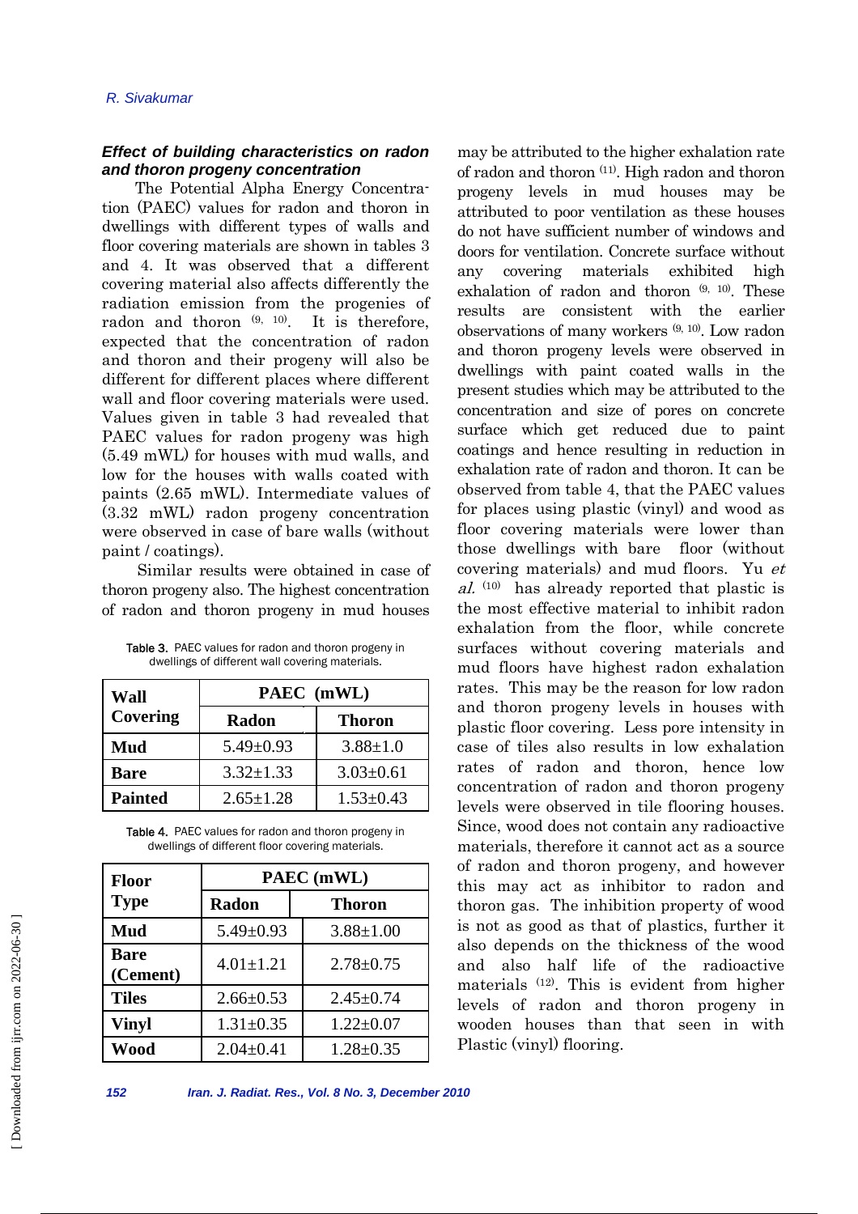### *Effect of building characteristics on radon and thoron progeny concentration*

The Potential Alpha Energy Concentration (PAEC) values for radon and thoron in dwellings with different types of walls and floor covering materials are shown in tables 3 and 4. It was observed that a different covering material also affects differently the radiation emission from the progenies of radon and thoron [9, 10]. It is therefore, expected that the concentration of radon and thoron and their progeny will also be different for different places where different wall and floor covering materials were used. Values given in table 3 had revealed that PAEC values for radon progeny was high (5.49 mWL) for houses with mud walls, and low for the houses with walls coated with paints (2.65 mWL). Intermediate values of (3.32 mWL) radon progeny concentration were observed in case of bare walls (without paint / coatings).

Similar results were obtained in case of thoron progeny also. The highest concentration of radon and thoron progeny in mud houses may be attributed to the higher exhalation rate of radon and thoron [11]. High radon and thoron progeny levels in mud houses may be attributed to poor ventilation as these houses do not have sufficient number of windows and doors for ventilation. Concrete surface without any covering materials exhibited high exhalation of radon and thoron [9, 10]. These results are consistent with the earlier observations of many workers [9, 10]. Low radon and thoron progeny levels were observed in dwellings with paint coated walls in the present studies which may be attributed to the concentration and size of pores on concrete surface which get reduced due to paint coatings and hence resulting in reduction in exhalation rate of radon and thoron. It can be observed from table 4, that the PAEC values for places using plastic (vinyl) and wood as floor covering materials were lower than those dwellings with bare floor (without covering materials) and mud floors. Yu *et al.* [10] has already reported that plastic is the most effective material to inhibit radon exhalation from the floor, while concrete surfaces without covering materials and mud floors have highest radon exhalation rates. This may be the reason for low radon and thoron progeny levels in houses with plastic floor covering. Less pore intensity in case of tiles also results in low exhalation rates of radon and thoron, hence low concentration of radon and thoron progeny levels were observed in tile flooring houses. Since, wood does not contain any radioactive materials, therefore it cannot act as a source of radon and thoron progeny, and however this may act as inhibitor to radon and thoron gas. The inhibition property of wood is not as good as that of plastics, further it also depends on the thickness of the wood and also half life of the radioactive materials [12]. This is evident from higher levels of radon and thoron progeny in wooden houses than that seen in with Plastic (vinyl) flooring.

Table 3. PAEC values for radon and thoron progeny in dwellings of different wall covering materials.

| Wall Covering | PAEC (mWL) | |
|---|---|---|
| | Radon | Thoron |
| **Mud** | 5.49±0.93 | 3.88±1.0 |
| **Bare** | 3.32±1.33 | 3.03±0.61 |
| **Painted** | 2.65±1.28 | 1.53±0.43 |

Table 4. PAEC values for radon and thoron progeny in dwellings of different floor covering materials.

| Floor Type | PAEC (mWL) | |
|---|---|---|
| | Radon | Thoron |
| **Mud** | 5.49±0.93 | 3.88±1.00 |
| **Bare (Cement)** | 4.01±1.21 | 2.78±0.75 |
| **Tiles** | 2.66±0.53 | 2.45±0.74 |
| **Vinyl** | 1.31±0.35 | 1.22±0.07 |
| **Wood** | 2.04±0.41 | 1.28±0.35 |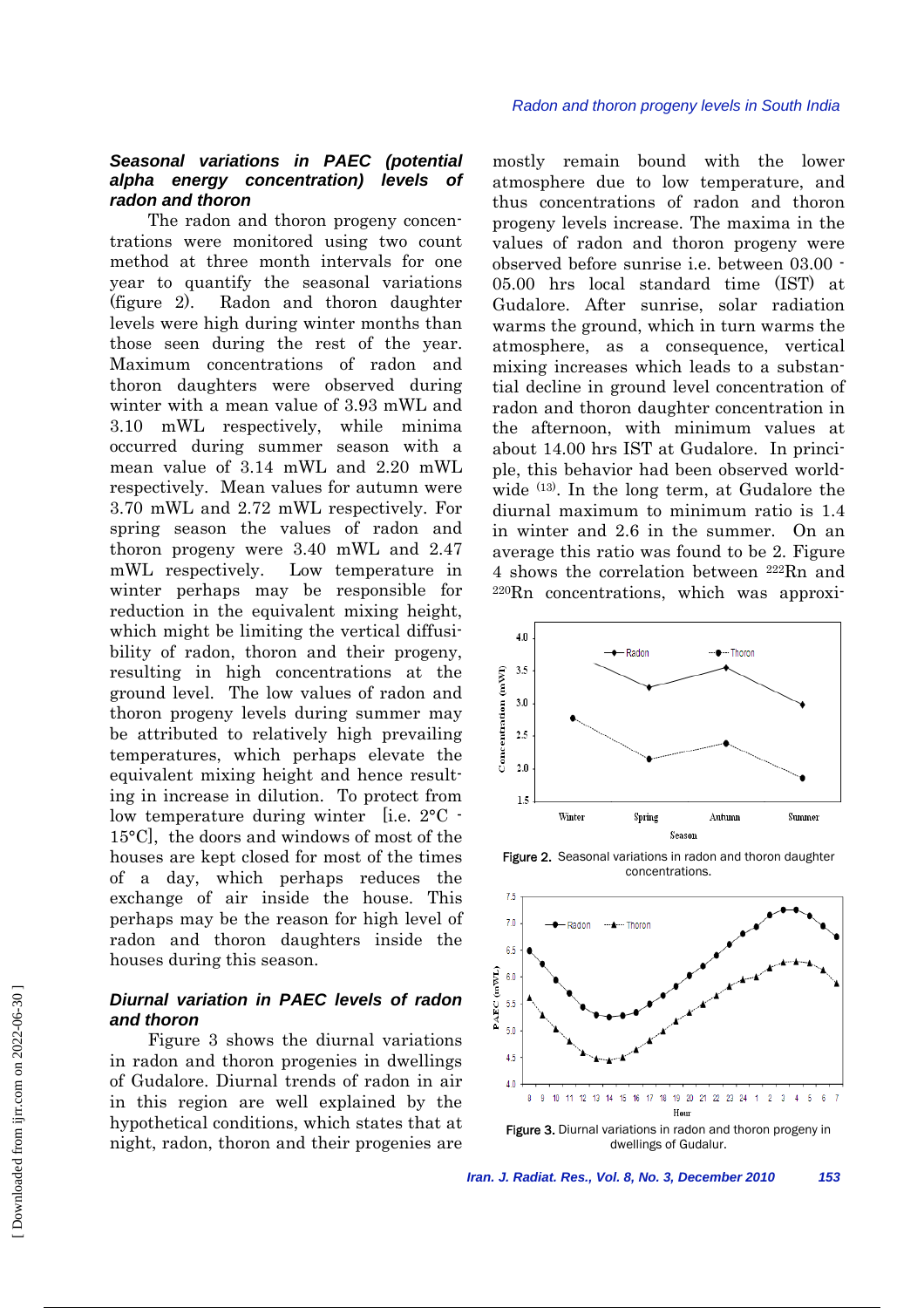### *Seasonal variations in PAEC (potential alpha energy concentration) levels of radon and thoron*

The radon and thoron progeny concentrations were monitored using two count method at three month intervals for one year to quantify the seasonal variations (figure 2). Radon and thoron daughter levels were high during winter months than those seen during the rest of the year. Maximum concentrations of radon and thoron daughters were observed during winter with a mean value of 3.93 mWL and 3.10 mWL respectively, while minima occurred during summer season with a mean value of 3.14 mWL and 2.20 mWL respectively. Mean values for autumn were 3.70 mWL and 2.72 mWL respectively. For spring season the values of radon and thoron progeny were 3.40 mWL and 2.47 mWL respectively. Low temperature in winter perhaps may be responsible for reduction in the equivalent mixing height, which might be limiting the vertical diffusibility of radon, thoron and their progeny, resulting in high concentrations at the ground level. The low values of radon and thoron progeny levels during summer may be attributed to relatively high prevailing temperatures, which perhaps elevate the equivalent mixing height and hence resulting in increase in dilution. To protect from low temperature during winter [i.e. 2°C - 15°C], the doors and windows of most of the houses are kept closed for most of the times of a day, which perhaps reduces the exchange of air inside the house. This perhaps may be the reason for high level of radon and thoron daughters inside the houses during this season.

### *Diurnal variation in PAEC levels of radon and thoron*

Figure 3 shows the diurnal variations in radon and thoron progenies in dwellings of Gudalore. Diurnal trends of radon in air in this region are well explained by the hypothetical conditions, which states that at night, radon, thoron and their progenies are mostly remain bound with the lower atmosphere due to low temperature, and thus concentrations of radon and thoron progeny levels increase. The maxima in the values of radon and thoron progeny were observed before sunrise i.e. between 03.00 - 05.00 hrs local standard time (IST) at Gudalore. After sunrise, solar radiation warms the ground, which in turn warms the atmosphere, as a consequence, vertical mixing increases which leads to a substantial decline in ground level concentration of radon and thoron daughter concentration in the afternoon, with minimum values at about 14.00 hrs IST at Gudalore. In principle, this behavior had been observed worldwide [13]. In the long term, at Gudalore the diurnal maximum to minimum ratio is 1.4 in winter and 2.6 in the summer. On an average this ratio was found to be 2. Figure 4 shows the correlation between $^{222}Rn$ and $^{220}Rn$ concentrations, which was approxi-

Figure 2. Seasonal variations in radon and thoron daughter concentrations.

Figure 3. Diurnal variations in radon and thoron progeny in dwellings of Gudalur.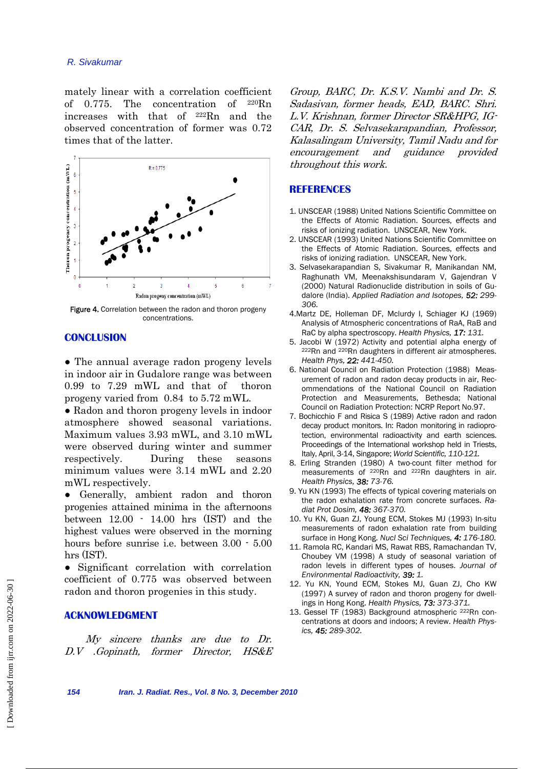mately linear with a correlation coefficient of 0.775. The concentration of $^{220}$Rn increases with that of $^{222}$Rn and the observed concentration of former was 0.72 times that of the latter.

R = 0.775

Thoron progeny concentration (mWL)

Radon progeny concentration (mWL)

0 1 2 3 4 5 6 7

0 1 2 3 4 5 6 7

**Figure 4.** Correlation between the radon and thoron progeny concentrations.

## CONCLUSION

- The annual average radon progeny levels in indoor air in Gudalore range was between 0.99 to 7.29 mWL and that of thoron progeny varied from 0.84 to 5.72 mWL.
- Radon and thoron progeny levels in indoor atmosphere showed seasonal variations. Maximum values 3.93 mWL, and 3.10 mWL were observed during winter and summer respectively. During these seasons minimum values were 3.14 mWL and 2.20 mWL respectively.
- Generally, ambient radon and thoron progenies attained minima in the afternoons between 12.00 - 14.00 hrs (IST) and the highest values were observed in the morning hours before sunrise i.e. between 3.00 - 5.00 hrs (IST).
- Significant correlation with correlation coefficient of 0.775 was observed between radon and thoron progenies in this study.

## ACKNOWLEDGMENT

*My sincere thanks are due to Dr. D.V .Gopinath, former Director, HS&E Group, BARC, Dr. K.S.V. Nambi and Dr. S. Sadasivan, former heads, EAD, BARC. Shri. L.V. Krishnan, former Director SR&HPG, IGCAR, Dr. S. Selvasekarapandian, Professor, Kalasalingam University, Tamil Nadu and for encouragement and guidance provided throughout this work.*

## REFERENCES

1. UNSCEAR (1988) United Nations Scientific Committee on the Effects of Atomic Radiation. Sources, effects and risks of ionizing radiation. UNSCEAR, New York.
2. UNSCEAR (1993) United Nations Scientific Committee on the Effects of Atomic Radiation. Sources, effects and risks of ionizing radiation. UNSCEAR, New York.
3. Selvasekarapandian S, Sivakumar R, Manikandan NM, Raghunath VM, Meenakshisundaram V, Gajendran V (2000) Natural Radionuclide distribution in soils of Gudalore (India). *Applied Radiation and Isotopes,* ***52:*** *299-306.*
4. Martz DE, Holleman DF, Mclurdy I, Schiager KJ (1969) Analysis of Atmospheric concentrations of RaA, RaB and RaC by alpha spectroscopy. *Health Physics,* ***17:*** *131.*
5. Jacobi W (1972) Activity and potential alpha energy of $^{222}$Rn and $^{220}$Rn daughters in different air atmospheres. *Health Phys,* ***22:*** *441-450.*
6. National Council on Radiation Protection (1988) Measurement of radon and radon decay products in air, Recommendations of the National Council on Radiation Protection and Measurements, Bethesda; National Council on Radiation Protection: NCRP Report No.97.
7. Bochicchio F and Risica S (1989) Active radon and radon decay product monitors. In: Radon monitoring in radioprotection, environmental radioactivity and earth sciences. Proceedings of the International workshop held in Triests, Italy, April, 3-14, Singapore; *World Scientific, 110-121.*
8. Erling Stranden (1980) A two-count filter method for measurements of $^{220}$Rn and $^{222}$Rn daughters in air. *Health Physics,* ***38:*** *73-76.*
9. Yu KN (1993) The effects of typical covering materials on the radon exhalation rate from concrete surfaces. *Radiat Prot Dosim,* ***48:*** *367-370.*
10. Yu KN, Guan ZJ, Young ECM, Stokes MJ (1993) In-situ measurements of radon exhalation rate from building surface in Hong Kong. *Nucl Sci Techniques,* ***4:*** *176-180.*
11. Ramola RC, Kandari MS, Rawat RBS, Ramachandan TV, Choubey VM (1998) A study of seasonal variation of radon levels in different types of houses. *Journal of Environmental Radioactivity,* ***39:*** *1.*
12. Yu KN, Yound ECM, Stokes MJ, Guan ZJ, Cho KW (1997) A survey of radon and thoron progeny for dwellings in Hong Kong. *Health Physics,* ***73:*** *373-371.*
13. Gessel TF (1983) Background atmospheric $^{222}$Rn concentrations at doors and indoors; A review. *Health Physics,* ***45:*** *289-302.*